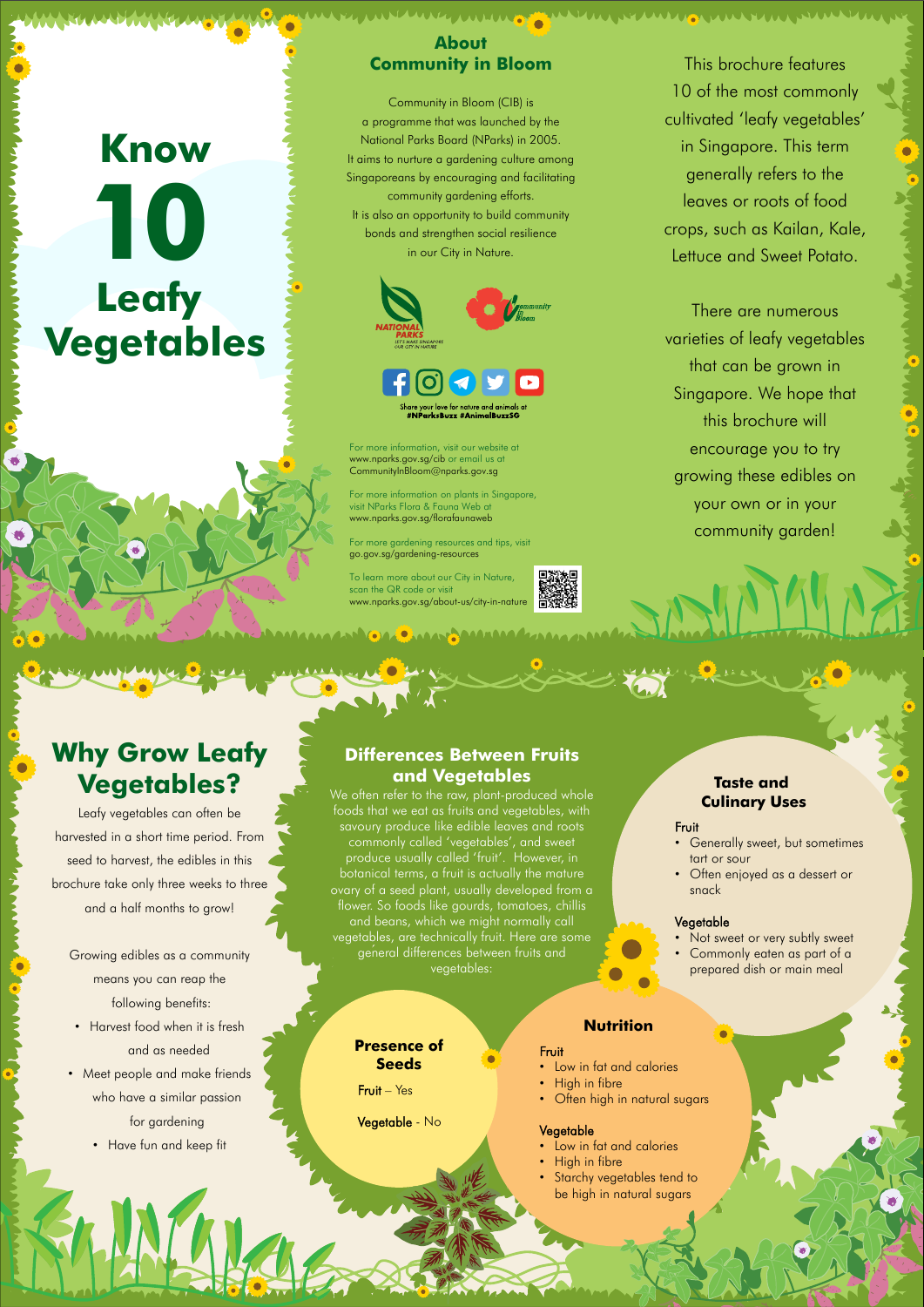# Know 10 Leafy Vegetables

## About Community in Bloom

Community in Bloom (CIB) is a programme that was launched by the National Parks Board (NParks) in 2005. It aims to nurture a gardening culture among Singaporeans by encouraging and facilitating community gardening efforts. It is also an opportunity to build community bonds and strengthen social resilience in our City in Nature.

Share your love for nature and animals at #NParksBuzz #AnimalBuzzSG

For more information, visit our website at www.nparks.gov.sg/cib or email us at CommunityInBloom@nparks.gov.sg

For more information on plants in Singapore, visit NParks Flora & Fauna Web at www.nparks.gov.sg/florafaunaweb

For more gardening resources and tips, visit go.gov.sg/gardening-resources

To learn more about our City in Nature, scan the QR code or visit www.nparks.gov.sg/about-us/city-in-nature

This brochure features 10 of the most commonly cultivated 'leafy vegetables' in Singapore. This term generally refers to the leaves or roots of food crops, such as Kailan, Kale, Lettuce and Sweet Potato.

There are numerous varieties of leafy vegetables that can be grown in Singapore. We hope that this brochure will encourage you to try growing these edibles on your own or in your community garden!

## Why Grow Leafy Vegetables?

Leafy vegetables can often be harvested in a short time period. From seed to harvest, the edibles in this brochure take only three weeks to three and a half months to grow!

Growing edibles as a community means you can reap the following benefits:

- Harvest food when it is fresh and as needed
- Meet people and make friends who have a similar passion for gardening
- Have fun and keep fit

## Differences Between Fruits and Vegetables

We often refer to the raw, plant-produced whole foods that we eat as fruits and vegetables, with savoury produce like edible leaves and roots commonly called 'vegetables', and sweet produce usually called 'fruit'. However, in botanical terms, a fruit is actually the mature ovary of a seed plant, usually developed from a flower. So foods like gourds, tomatoes, chillis and beans, which we might normally call vegetables, are technically fruit. Here are some general differences between fruits and vegetables:

### Taste and Culinary Uses

**Fruit**
- Generally sweet, but sometimes tart or sour
- Often enjoyed as a dessert or snack

**Vegetable**
- Not sweet or very subtly sweet
- Commonly eaten as part of a prepared dish or main meal

### Presence of Seeds

**Fruit** – Yes

**Vegetable** - No

### Nutrition

**Fruit**
- Low in fat and calories
- High in fibre
- Often high in natural sugars

**Vegetable**
- Low in fat and calories
- High in fibre
- Starchy vegetables tend to be high in natural sugars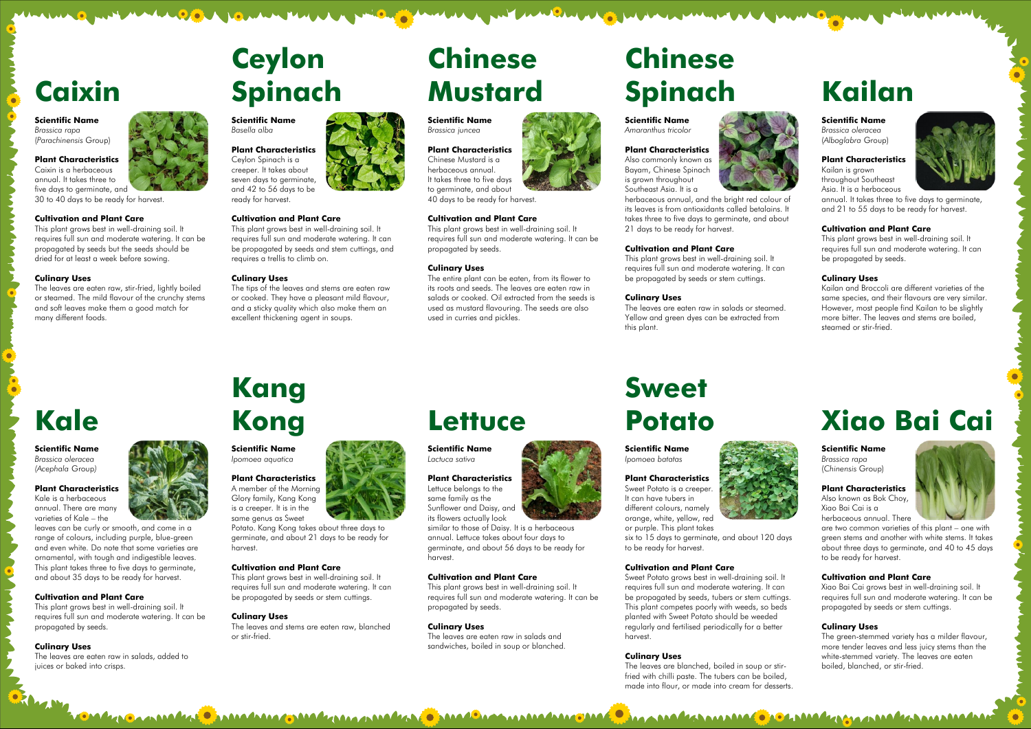# Caixin

**Scientific Name**
*Brassica rapa* (*Parachinensis* Group)

**Plant Characteristics**
Caixin is a herbaceous annual. It takes three to five days to germinate, and 30 to 40 days to be ready for harvest.

**Cultivation and Plant Care**
This plant grows best in well-draining soil. It requires full sun and moderate watering. It can be propagated by seeds but the seeds should be dried for at least a week before sowing.

**Culinary Uses**
The leaves are eaten raw, stir-fried, lightly boiled or steamed. The mild flavour of the crunchy stems and soft leaves make them a good match for many different foods.

# Ceylon Spinach

**Scientific Name**
*Basella alba*

**Plant Characteristics**
Ceylon Spinach is a creeper. It takes about seven days to germinate, and 42 to 56 days to be ready for harvest.

**Cultivation and Plant Care**
This plant grows best in well-draining soil. It requires full sun and moderate watering. It can be propagated by seeds and stem cuttings, and requires a trellis to climb on.

**Culinary Uses**
The tips of the leaves and stems are eaten raw or cooked. They have a pleasant mild flavour, and a sticky quality which also make them an excellent thickening agent in soups.

# Chinese Mustard

**Scientific Name**
*Brassica juncea*

**Plant Characteristics**
Chinese Mustard is a herbaceous annual. It takes three to five days to germinate, and about 40 days to be ready for harvest.

**Cultivation and Plant Care**
This plant grows best in well-draining soil. It requires full sun and moderate watering. It can be propagated by seeds.

**Culinary Uses**
The entire plant can be eaten, from its flower to its roots and seeds. The leaves are eaten raw in salads or cooked. Oil extracted from the seeds is used as mustard flavouring. The seeds are also used in curries and pickles.

# Chinese Spinach

**Scientific Name**
*Amaranthus tricolor*

**Plant Characteristics**
Also commonly known as Bayam, Chinese Spinach is grown throughout Southeast Asia. It is a herbaceous annual, and the bright red colour of its leaves is from antioxidants called betalains. It takes three to five days to germinate, and about 21 days to be ready for harvest.

**Cultivation and Plant Care**
This plant grows best in well-draining soil. It requires full sun and moderate watering. It can be propagated by seeds or stem cuttings.

**Culinary Uses**
The leaves are eaten raw in salads or steamed. Yellow and green dyes can be extracted from this plant.

# Kailan

**Scientific Name**
*Brassica oleracea* (*Alboglabra* Group)

**Plant Characteristics**
Kailan is grown throughout Southeast Asia. It is a herbaceous annual. It takes three to five days to germinate, and 21 to 55 days to be ready for harvest.

**Cultivation and Plant Care**
This plant grows best in well-draining soil. It requires full sun and moderate watering. It can be propagated by seeds.

**Culinary Uses**
Kailan and Broccoli are different varieties of the same species, and their flavours are very similar. However, most people find Kailan to be slightly more bitter. The leaves and stems are boiled, steamed or stir-fried.

# Kale

**Scientific Name**
*Brassica oleracea* (*Acephala* Group)

**Plant Characteristics**
Kale is a herbaceous annual. There are many varieties of Kale – the leaves can be curly or smooth, and come in a range of colours, including purple, blue-green and even white. Do note that some varieties are ornamental, with tough and indigestible leaves. This plant takes three to five days to germinate, and about 35 days to be ready for harvest.

**Cultivation and Plant Care**
This plant grows best in well-draining soil. It requires full sun and moderate watering. It can be propagated by seeds.

**Culinary Uses**
The leaves are eaten raw in salads, added to juices or baked into crisps.

# Kang Kong

**Scientific Name**
*Ipomoea aquatica*

**Plant Characteristics**
A member of the Morning Glory family, Kang Kong is a creeper. It is in the same genus as Sweet Potato. Kang Kong takes about three days to germinate, and about 21 days to be ready for harvest.

**Cultivation and Plant Care**
This plant grows best in well-draining soil. It requires full sun and moderate watering. It can be propagated by seeds or stem cuttings.

**Culinary Uses**
The leaves and stems are eaten raw, blanched or stir-fried.

# Lettuce

**Scientific Name**
*Lactuca sativa*

**Plant Characteristics**
Lettuce belongs to the same family as the Sunflower and Daisy, and its flowers actually look similar to those of Daisy. It is a herbaceous annual. Lettuce takes about four days to germinate, and about 56 days to be ready for harvest.

**Cultivation and Plant Care**
This plant grows best in well-draining soil. It requires full sun and moderate watering. It can be propagated by seeds.

**Culinary Uses**
The leaves are eaten raw in salads and sandwiches, boiled in soup or blanched.

# Sweet Potato

**Scientific Name**
*Ipomoea batatas*

**Plant Characteristics**
Sweet Potato is a creeper. It can have tubers in different colours, namely orange, white, yellow, red or purple. This plant takes six to 15 days to germinate, and about 120 days to be ready for harvest.

**Cultivation and Plant Care**
Sweet Potato grows best in well-draining soil. It requires full sun and moderate watering. It can be propagated by seeds, tubers or stem cuttings. This plant competes poorly with weeds, so beds planted with Sweet Potato should be weeded regularly and fertilised periodically for a better harvest.

**Culinary Uses**
The leaves are blanched, boiled in soup or stir-fried with chilli paste. The tubers can be boiled, made into flour, or made into cream for desserts.

# Xiao Bai Cai

**Scientific Name**
*Brassica rapa* (*Chinensis* Group)

**Plant Characteristics**
Also known as Bok Choy, Xiao Bai Cai is a herbaceous annual. There are two common varieties of this plant – one with green stems and another with white stems. It takes about three days to germinate, and 40 to 45 days to be ready for harvest.

**Cultivation and Plant Care**
Xiao Bai Cai grows best in well-draining soil. It requires full sun and moderate watering. It can be propagated by seeds or stem cuttings.

**Culinary Uses**
The green-stemmed variety has a milder flavour, more tender leaves and less juicy stems than the white-stemmed variety. The leaves are eaten boiled, blanched, or stir-fried.